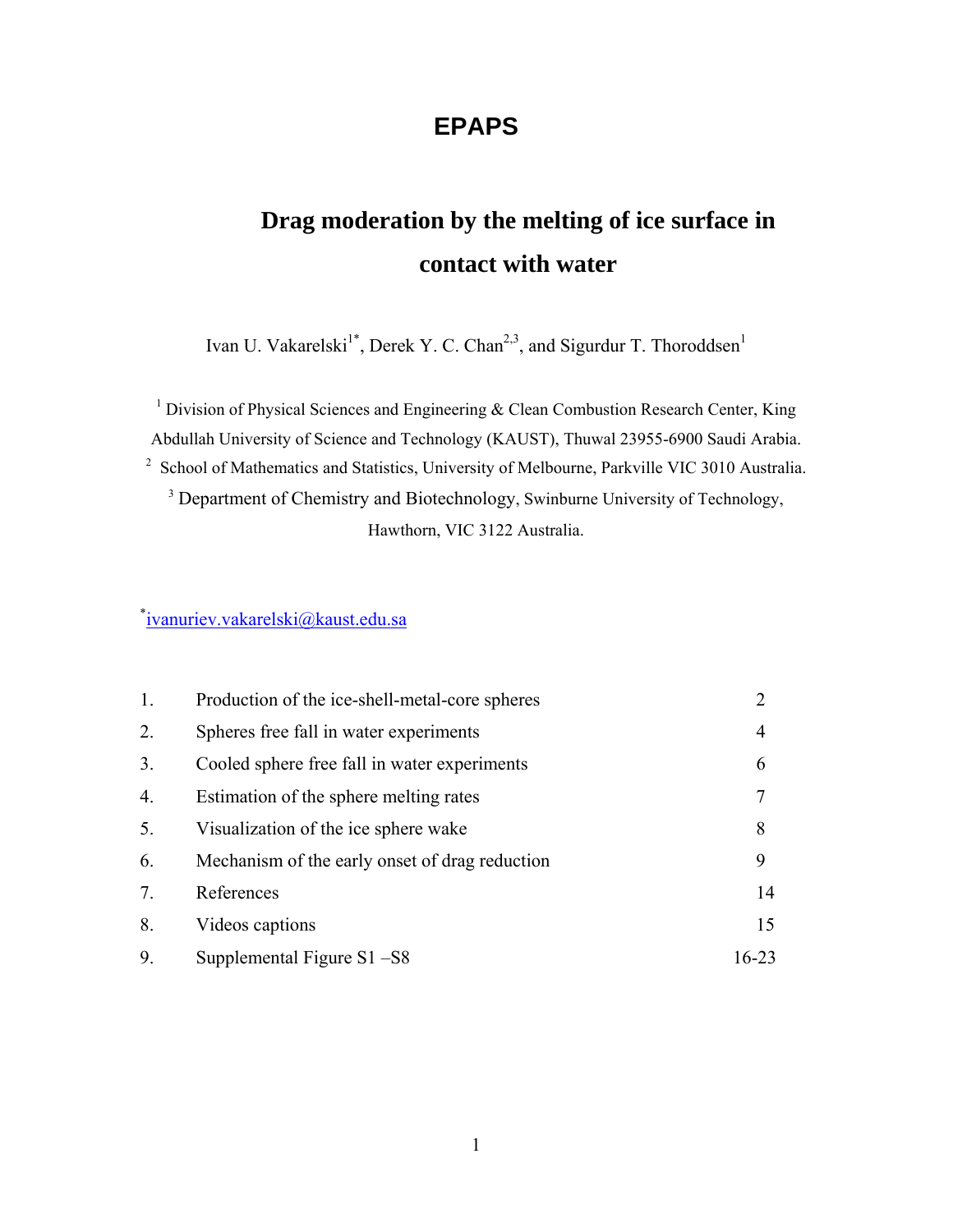# EPAPS

## Drag moderation by the melting of ice surface in contact with water

Ivan U. Vakarelski[1*], Derek Y. C. Chan[2,3], and Sigurdur T. Thoroddsen[1]

[1] Division of Physical Sciences and Engineering & Clean Combustion Research Center, King Abdullah University of Science and Technology (KAUST), Thuwal 23955-6900 Saudi Arabia.

[2] School of Mathematics and Statistics, University of Melbourne, Parkville VIC 3010 Australia.

[3] Department of Chemistry and Biotechnology, Swinburne University of Technology, Hawthorn, VIC 3122 Australia.

[*] ivanuriev.vakarelski@kaust.edu.sa

| | | |
|---|---|---|
| 1. | Production of the ice-shell-metal-core spheres | 2 |
| 2. | Spheres free fall in water experiments | 4 |
| 3. | Cooled sphere free fall in water experiments | 6 |
| 4. | Estimation of the sphere melting rates | 7 |
| 5. | Visualization of the ice sphere wake | 8 |
| 6. | Mechanism of the early onset of drag reduction | 9 |
| 7. | References | 14 |
| 8. | Videos captions | 15 |
| 9. | Supplemental Figure S1 –S8 | 16-23 |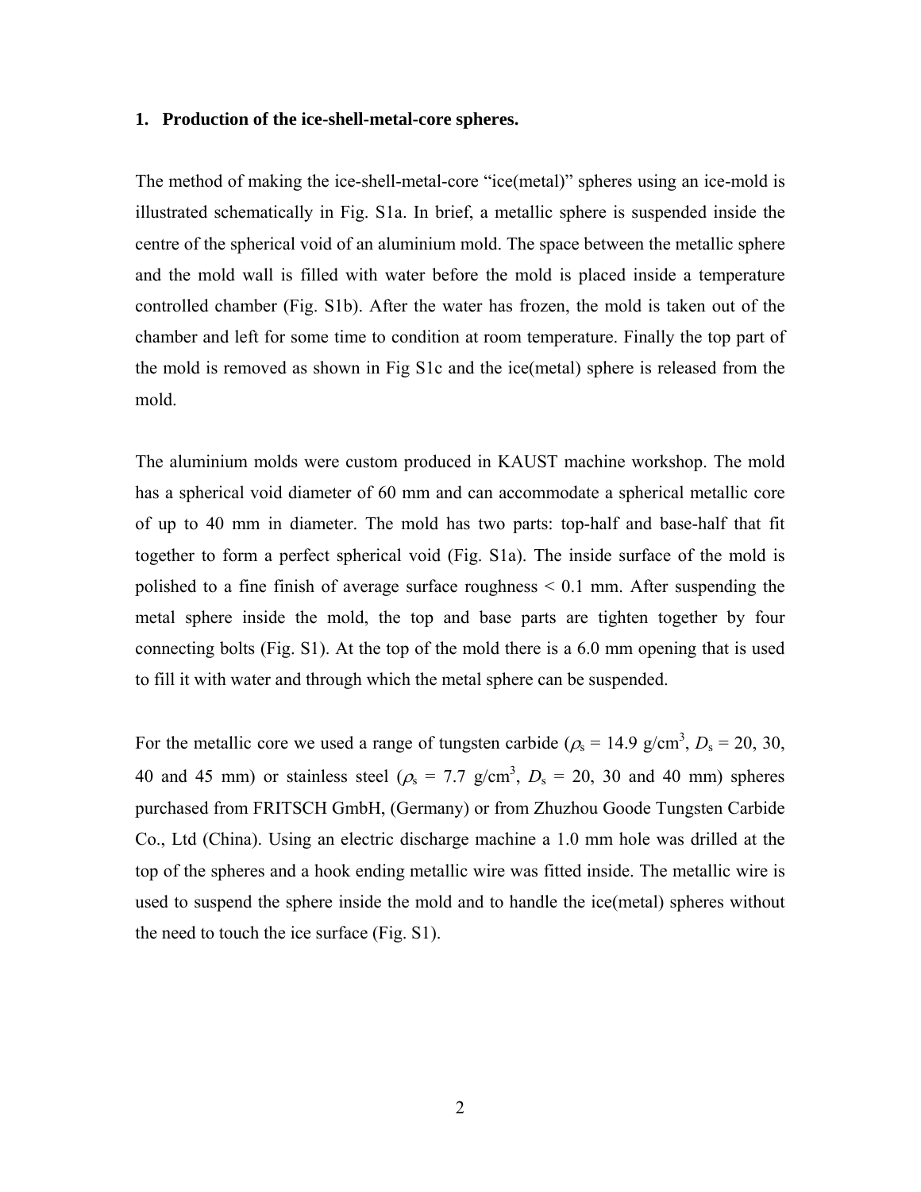## 1. Production of the ice-shell-metal-core spheres.

The method of making the ice-shell-metal-core "ice(metal)" spheres using an ice-mold is illustrated schematically in Fig. S1a. In brief, a metallic sphere is suspended inside the centre of the spherical void of an aluminium mold. The space between the metallic sphere and the mold wall is filled with water before the mold is placed inside a temperature controlled chamber (Fig. S1b). After the water has frozen, the mold is taken out of the chamber and left for some time to condition at room temperature. Finally the top part of the mold is removed as shown in Fig S1c and the ice(metal) sphere is released from the mold.

The aluminium molds were custom produced in KAUST machine workshop. The mold has a spherical void diameter of 60 mm and can accommodate a spherical metallic core of up to 40 mm in diameter. The mold has two parts: top-half and base-half that fit together to form a perfect spherical void (Fig. S1a). The inside surface of the mold is polished to a fine finish of average surface roughness < 0.1 mm. After suspending the metal sphere inside the mold, the top and base parts are tighten together by four connecting bolts (Fig. S1). At the top of the mold there is a 6.0 mm opening that is used to fill it with water and through which the metal sphere can be suspended.

For the metallic core we used a range of tungsten carbide ($\rho_s$ = 14.9 g/cm$^3$, $D_s$ = 20, 30, 40 and 45 mm) or stainless steel ($\rho_s$ = 7.7 g/cm$^3$, $D_s$ = 20, 30 and 40 mm) spheres purchased from FRITSCH GmbH, (Germany) or from Zhuzhou Goode Tungsten Carbide Co., Ltd (China). Using an electric discharge machine a 1.0 mm hole was drilled at the top of the spheres and a hook ending metallic wire was fitted inside. The metallic wire is used to suspend the sphere inside the mold and to handle the ice(metal) spheres without the need to touch the ice surface (Fig. S1).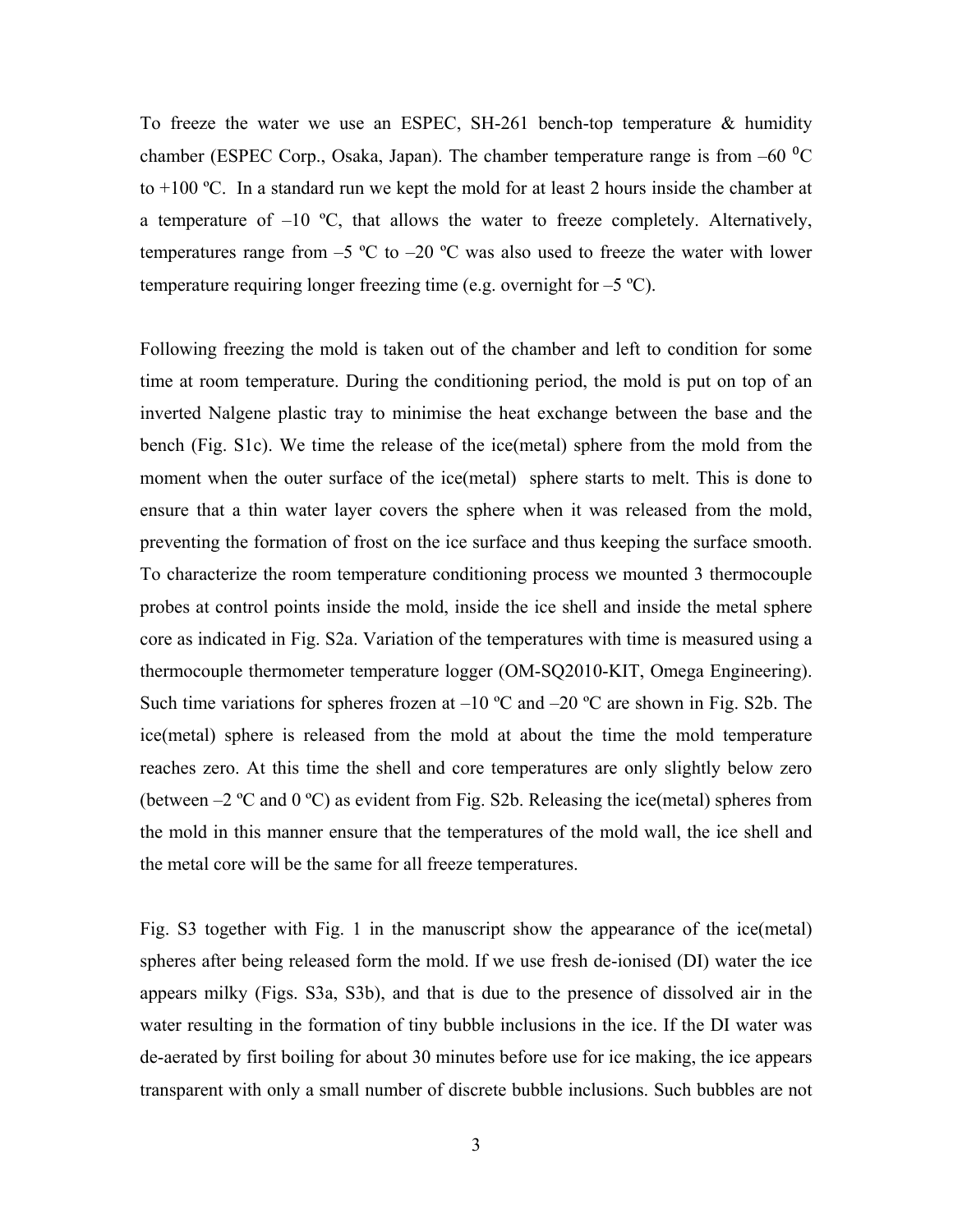To freeze the water we use an ESPEC, SH-261 bench-top temperature & humidity chamber (ESPEC Corp., Osaka, Japan). The chamber temperature range is from –60 $^{0}$C to +100 ºC. In a standard run we kept the mold for at least 2 hours inside the chamber at a temperature of –10 ºC, that allows the water to freeze completely. Alternatively, temperatures range from –5 ºC to –20 ºC was also used to freeze the water with lower temperature requiring longer freezing time (e.g. overnight for –5 ºC).

Following freezing the mold is taken out of the chamber and left to condition for some time at room temperature. During the conditioning period, the mold is put on top of an inverted Nalgene plastic tray to minimise the heat exchange between the base and the bench (Fig. S1c). We time the release of the ice(metal) sphere from the mold from the moment when the outer surface of the ice(metal) sphere starts to melt. This is done to ensure that a thin water layer covers the sphere when it was released from the mold, preventing the formation of frost on the ice surface and thus keeping the surface smooth. To characterize the room temperature conditioning process we mounted 3 thermocouple probes at control points inside the mold, inside the ice shell and inside the metal sphere core as indicated in Fig. S2a. Variation of the temperatures with time is measured using a thermocouple thermometer temperature logger (OM-SQ2010-KIT, Omega Engineering). Such time variations for spheres frozen at –10 ºC and –20 ºC are shown in Fig. S2b. The ice(metal) sphere is released from the mold at about the time the mold temperature reaches zero. At this time the shell and core temperatures are only slightly below zero (between –2 ºC and 0 ºC) as evident from Fig. S2b. Releasing the ice(metal) spheres from the mold in this manner ensure that the temperatures of the mold wall, the ice shell and the metal core will be the same for all freeze temperatures.

Fig. S3 together with Fig. 1 in the manuscript show the appearance of the ice(metal) spheres after being released form the mold. If we use fresh de-ionised (DI) water the ice appears milky (Figs. S3a, S3b), and that is due to the presence of dissolved air in the water resulting in the formation of tiny bubble inclusions in the ice. If the DI water was de-aerated by first boiling for about 30 minutes before use for ice making, the ice appears transparent with only a small number of discrete bubble inclusions. Such bubbles are not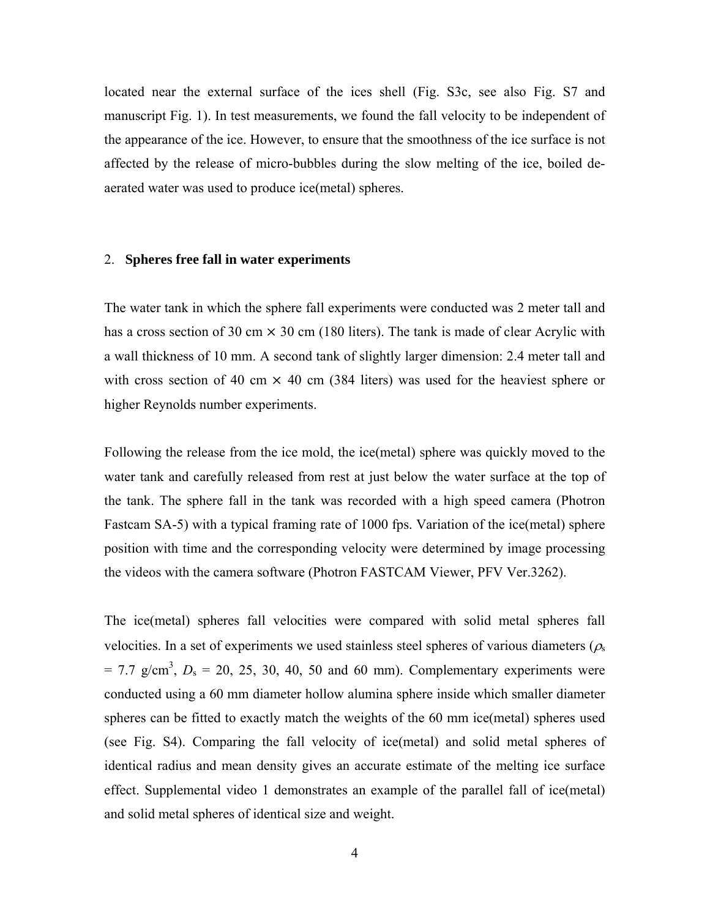located near the external surface of the ices shell (Fig. S3c, see also Fig. S7 and manuscript Fig. 1). In test measurements, we found the fall velocity to be independent of the appearance of the ice. However, to ensure that the smoothness of the ice surface is not affected by the release of micro-bubbles during the slow melting of the ice, boiled de-aerated water was used to produce ice(metal) spheres.

## 2. **Spheres free fall in water experiments**

The water tank in which the sphere fall experiments were conducted was 2 meter tall and has a cross section of 30 cm $\times$ 30 cm (180 liters). The tank is made of clear Acrylic with a wall thickness of 10 mm. A second tank of slightly larger dimension: 2.4 meter tall and with cross section of 40 cm $\times$ 40 cm (384 liters) was used for the heaviest sphere or higher Reynolds number experiments.

Following the release from the ice mold, the ice(metal) sphere was quickly moved to the water tank and carefully released from rest at just below the water surface at the top of the tank. The sphere fall in the tank was recorded with a high speed camera (Photron Fastcam SA-5) with a typical framing rate of 1000 fps. Variation of the ice(metal) sphere position with time and the corresponding velocity were determined by image processing the videos with the camera software (Photron FASTCAM Viewer, PFV Ver.3262).

The ice(metal) spheres fall velocities were compared with solid metal spheres fall velocities. In a set of experiments we used stainless steel spheres of various diameters ($\rho_s$ = 7.7 g/cm$^3$, $D_s$ = 20, 25, 30, 40, 50 and 60 mm). Complementary experiments were conducted using a 60 mm diameter hollow alumina sphere inside which smaller diameter spheres can be fitted to exactly match the weights of the 60 mm ice(metal) spheres used (see Fig. S4). Comparing the fall velocity of ice(metal) and solid metal spheres of identical radius and mean density gives an accurate estimate of the melting ice surface effect. Supplemental video 1 demonstrates an example of the parallel fall of ice(metal) and solid metal spheres of identical size and weight.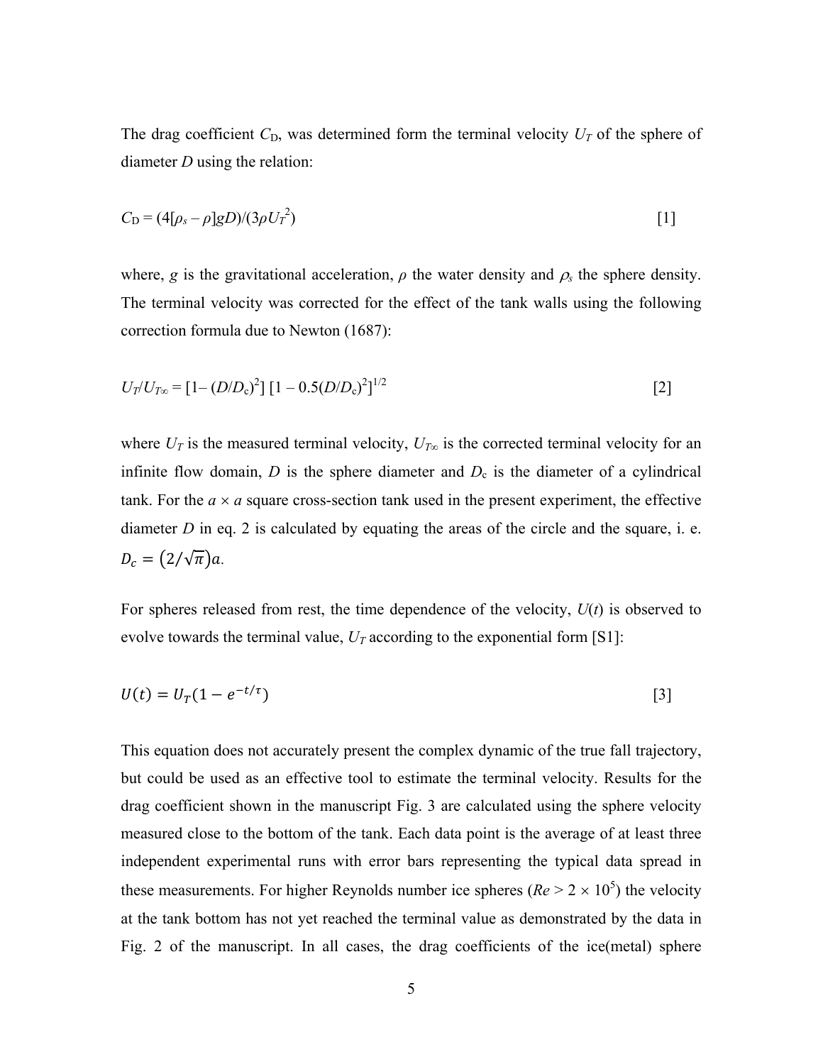The drag coefficient $C_D$, was determined form the terminal velocity $U_T$ of the sphere of diameter $D$ using the relation:

$$C_D = (4[\rho_s - \rho]gD)/(3\rho U_T^2) \quad [1]$$

where, $g$ is the gravitational acceleration, $\rho$ the water density and $\rho_s$ the sphere density. The terminal velocity was corrected for the effect of the tank walls using the following correction formula due to Newton (1687):

$$U_T/U_{T\infty} = [1 - (D/D_c)^2]\,[1 - 0.5(D/D_c)^2]^{1/2} \quad [2]$$

where $U_T$ is the measured terminal velocity, $U_{T\infty}$ is the corrected terminal velocity for an infinite flow domain, $D$ is the sphere diameter and $D_c$ is the diameter of a cylindrical tank. For the $a \times a$ square cross-section tank used in the present experiment, the effective diameter $D$ in eq. 2 is calculated by equating the areas of the circle and the square, i. e. $D_c = (2/\sqrt{\pi})a$.

For spheres released from rest, the time dependence of the velocity, $U(t)$ is observed to evolve towards the terminal value, $U_T$ according to the exponential form [S1]:

$$U(t) = U_T(1 - e^{-t/\tau}) \quad [3]$$

This equation does not accurately present the complex dynamic of the true fall trajectory, but could be used as an effective tool to estimate the terminal velocity. Results for the drag coefficient shown in the manuscript Fig. 3 are calculated using the sphere velocity measured close to the bottom of the tank. Each data point is the average of at least three independent experimental runs with error bars representing the typical data spread in these measurements. For higher Reynolds number ice spheres ($Re > 2 \times 10^5$) the velocity at the tank bottom has not yet reached the terminal value as demonstrated by the data in Fig. 2 of the manuscript. In all cases, the drag coefficients of the ice(metal) sphere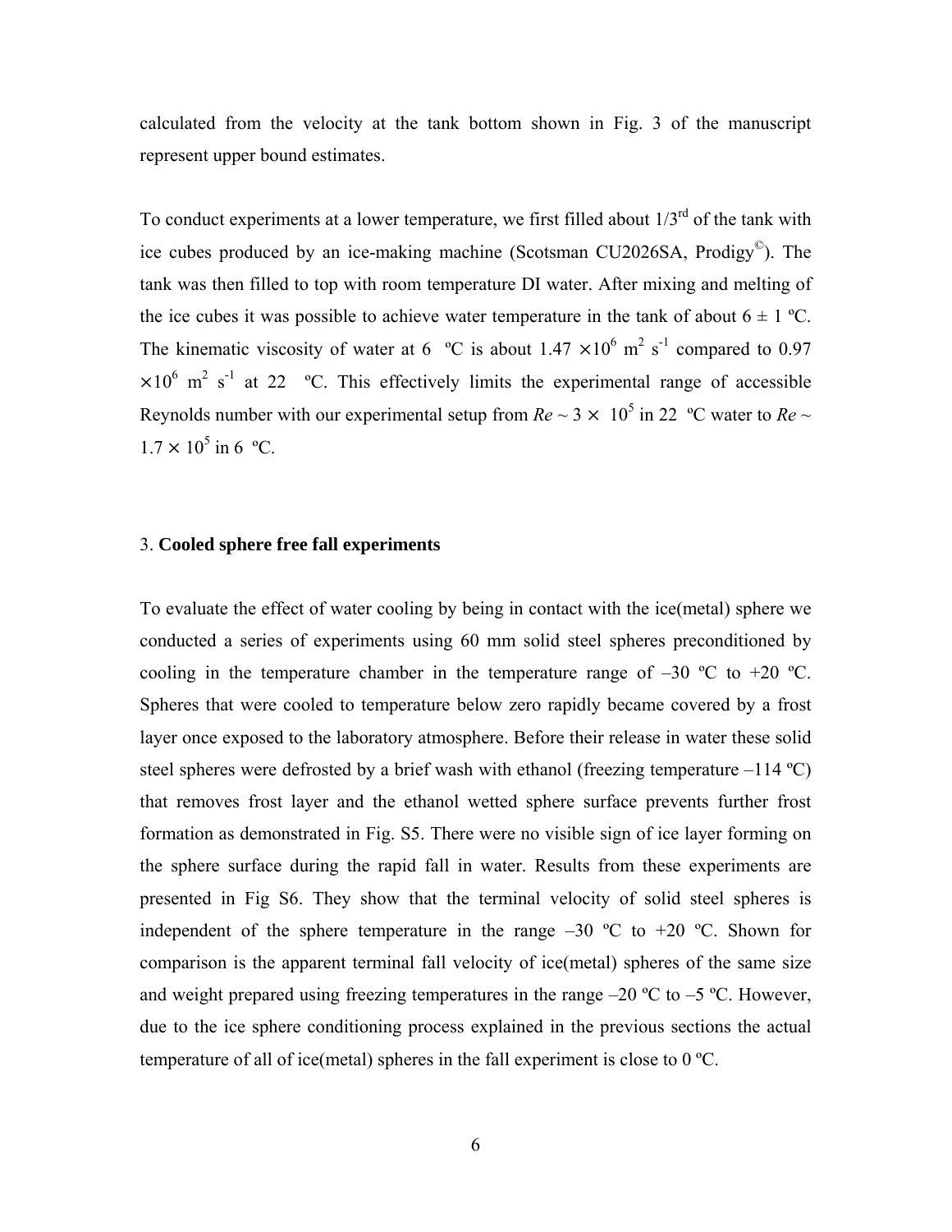calculated from the velocity at the tank bottom shown in Fig. 3 of the manuscript represent upper bound estimates.

To conduct experiments at a lower temperature, we first filled about 1/3rd of the tank with ice cubes produced by an ice-making machine (Scotsman CU2026SA, Prodigy©). The tank was then filled to top with room temperature DI water. After mixing and melting of the ice cubes it was possible to achieve water temperature in the tank of about 6 ± 1 ºC. The kinematic viscosity of water at 6 ºC is about $1.47 \times 10^6$ m$^2$ s$^{-1}$ compared to $0.97 \times 10^6$ m$^2$ s$^{-1}$ at 22 ºC. This effectively limits the experimental range of accessible Reynolds number with our experimental setup from $Re \sim 3 \times 10^5$ in 22 ºC water to $Re \sim 1.7 \times 10^5$ in 6 ºC.

## 3. **Cooled sphere free fall experiments**

To evaluate the effect of water cooling by being in contact with the ice(metal) sphere we conducted a series of experiments using 60 mm solid steel spheres preconditioned by cooling in the temperature chamber in the temperature range of –30 ºC to +20 ºC. Spheres that were cooled to temperature below zero rapidly became covered by a frost layer once exposed to the laboratory atmosphere. Before their release in water these solid steel spheres were defrosted by a brief wash with ethanol (freezing temperature –114 ºC) that removes frost layer and the ethanol wetted sphere surface prevents further frost formation as demonstrated in Fig. S5. There were no visible sign of ice layer forming on the sphere surface during the rapid fall in water. Results from these experiments are presented in Fig S6. They show that the terminal velocity of solid steel spheres is independent of the sphere temperature in the range –30 ºC to +20 ºC. Shown for comparison is the apparent terminal fall velocity of ice(metal) spheres of the same size and weight prepared using freezing temperatures in the range –20 ºC to –5 ºC. However, due to the ice sphere conditioning process explained in the previous sections the actual temperature of all of ice(metal) spheres in the fall experiment is close to 0 ºC.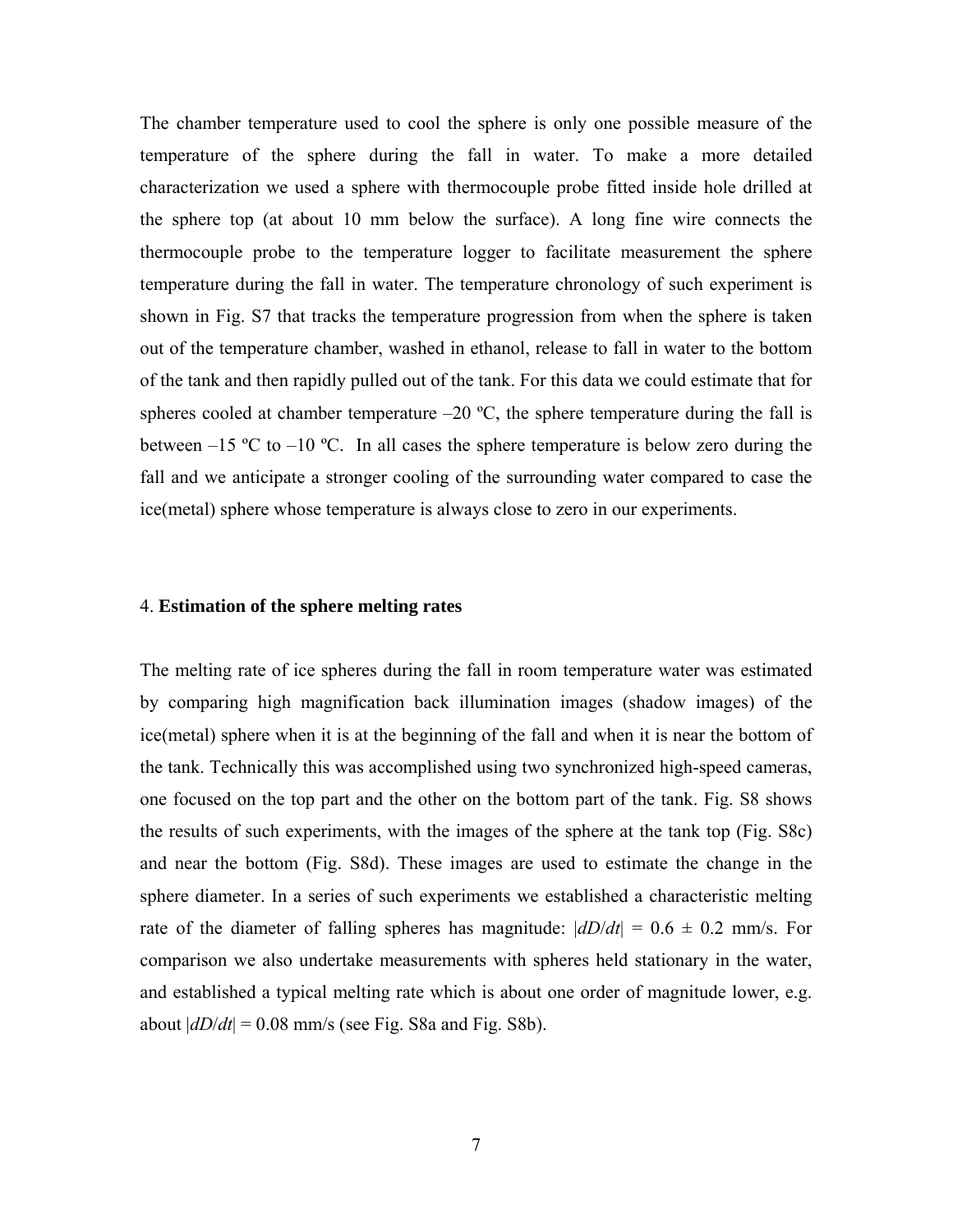The chamber temperature used to cool the sphere is only one possible measure of the temperature of the sphere during the fall in water. To make a more detailed characterization we used a sphere with thermocouple probe fitted inside hole drilled at the sphere top (at about 10 mm below the surface). A long fine wire connects the thermocouple probe to the temperature logger to facilitate measurement the sphere temperature during the fall in water. The temperature chronology of such experiment is shown in Fig. S7 that tracks the temperature progression from when the sphere is taken out of the temperature chamber, washed in ethanol, release to fall in water to the bottom of the tank and then rapidly pulled out of the tank. For this data we could estimate that for spheres cooled at chamber temperature –20 ºC, the sphere temperature during the fall is between –15 ºC to –10 ºC. In all cases the sphere temperature is below zero during the fall and we anticipate a stronger cooling of the surrounding water compared to case the ice(metal) sphere whose temperature is always close to zero in our experiments.

4. **Estimation of the sphere melting rates**

The melting rate of ice spheres during the fall in room temperature water was estimated by comparing high magnification back illumination images (shadow images) of the ice(metal) sphere when it is at the beginning of the fall and when it is near the bottom of the tank. Technically this was accomplished using two synchronized high-speed cameras, one focused on the top part and the other on the bottom part of the tank. Fig. S8 shows the results of such experiments, with the images of the sphere at the tank top (Fig. S8c) and near the bottom (Fig. S8d). These images are used to estimate the change in the sphere diameter. In a series of such experiments we established a characteristic melting rate of the diameter of falling spheres has magnitude: $|dD/dt| = 0.6 \pm 0.2$ mm/s. For comparison we also undertake measurements with spheres held stationary in the water, and established a typical melting rate which is about one order of magnitude lower, e.g. about $|dD/dt| = 0.08$ mm/s (see Fig. S8a and Fig. S8b).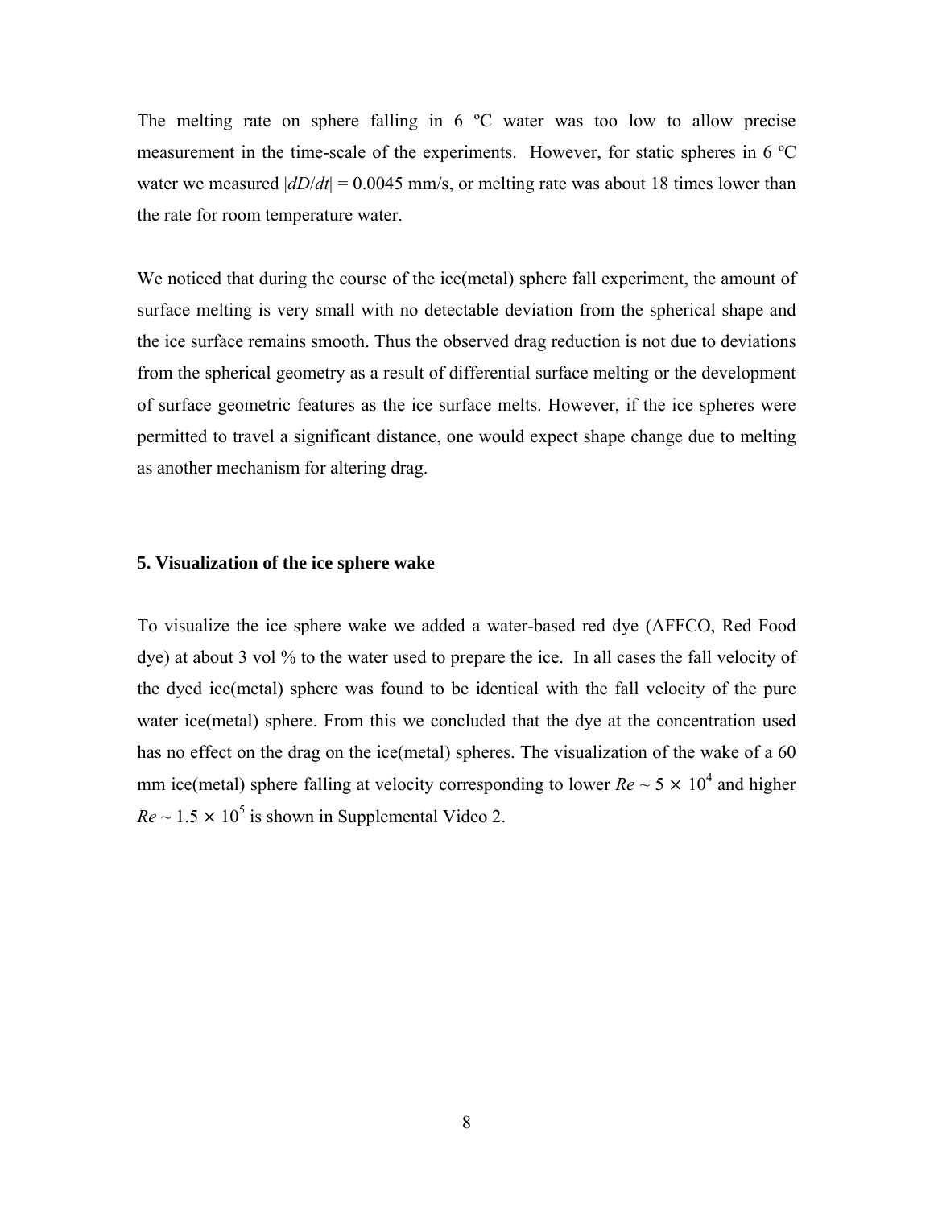The melting rate on sphere falling in 6 ºC water was too low to allow precise measurement in the time-scale of the experiments. However, for static spheres in 6 ºC water we measured $|dD/dt| = 0.0045$ mm/s, or melting rate was about 18 times lower than the rate for room temperature water.

We noticed that during the course of the ice(metal) sphere fall experiment, the amount of surface melting is very small with no detectable deviation from the spherical shape and the ice surface remains smooth. Thus the observed drag reduction is not due to deviations from the spherical geometry as a result of differential surface melting or the development of surface geometric features as the ice surface melts. However, if the ice spheres were permitted to travel a significant distance, one would expect shape change due to melting as another mechanism for altering drag.

### 5. Visualization of the ice sphere wake

To visualize the ice sphere wake we added a water-based red dye (AFFCO, Red Food dye) at about 3 vol % to the water used to prepare the ice. In all cases the fall velocity of the dyed ice(metal) sphere was found to be identical with the fall velocity of the pure water ice(metal) sphere. From this we concluded that the dye at the concentration used has no effect on the drag on the ice(metal) spheres. The visualization of the wake of a 60 mm ice(metal) sphere falling at velocity corresponding to lower $Re \sim 5 \times 10^4$ and higher $Re \sim 1.5 \times 10^5$ is shown in Supplemental Video 2.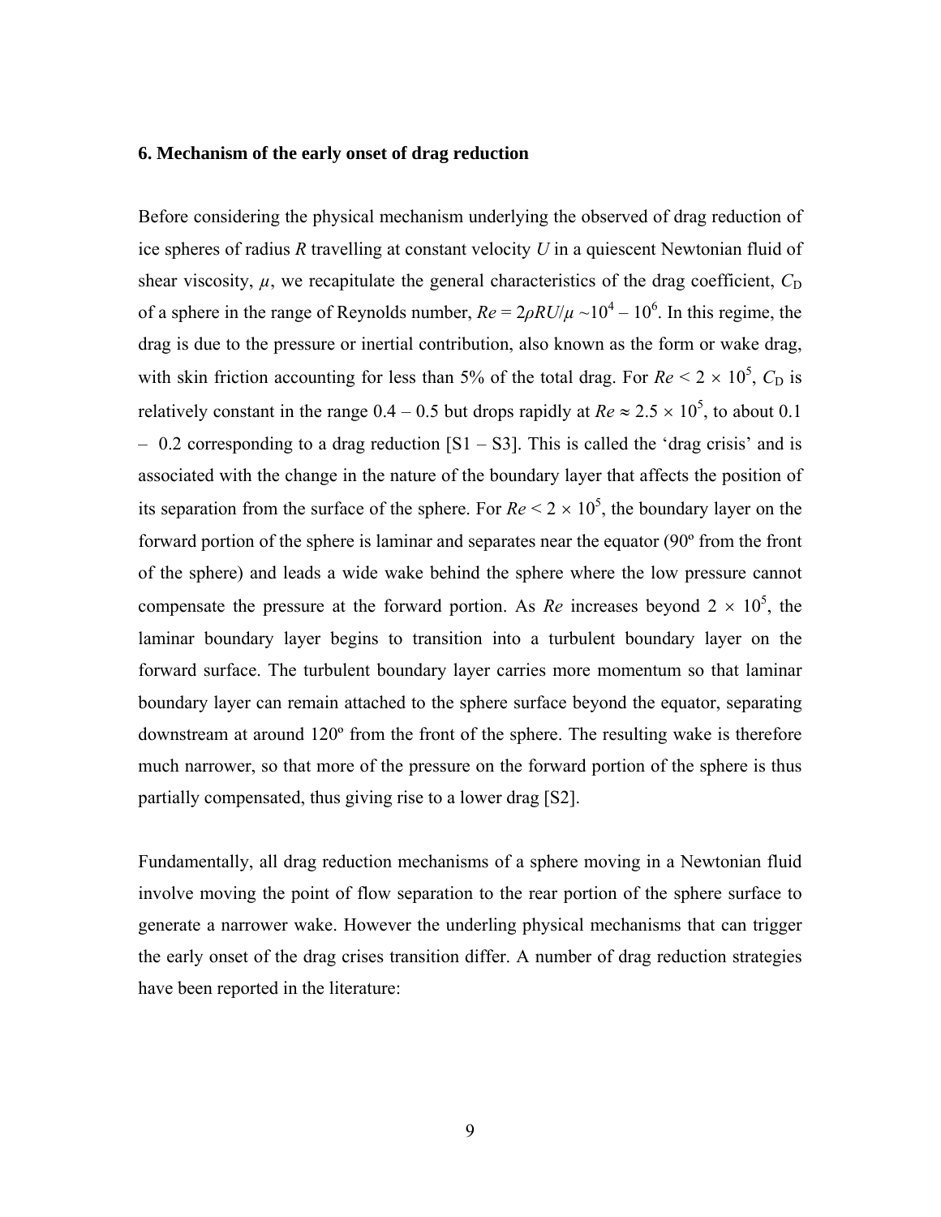### 6. Mechanism of the early onset of drag reduction

Before considering the physical mechanism underlying the observed of drag reduction of ice spheres of radius $R$ travelling at constant velocity $U$ in a quiescent Newtonian fluid of shear viscosity, $\mu$, we recapitulate the general characteristics of the drag coefficient, $C_D$ of a sphere in the range of Reynolds number, $Re = 2\rho RU/\mu \sim 10^4 - 10^6$. In this regime, the drag is due to the pressure or inertial contribution, also known as the form or wake drag, with skin friction accounting for less than 5% of the total drag. For $Re < 2 \times 10^5$, $C_D$ is relatively constant in the range 0.4 – 0.5 but drops rapidly at $Re \approx 2.5 \times 10^5$, to about 0.1 – 0.2 corresponding to a drag reduction [S1 – S3]. This is called the 'drag crisis' and is associated with the change in the nature of the boundary layer that affects the position of its separation from the surface of the sphere. For $Re < 2 \times 10^5$, the boundary layer on the forward portion of the sphere is laminar and separates near the equator (90º from the front of the sphere) and leads a wide wake behind the sphere where the low pressure cannot compensate the pressure at the forward portion. As $Re$ increases beyond $2 \times 10^5$, the laminar boundary layer begins to transition into a turbulent boundary layer on the forward surface. The turbulent boundary layer carries more momentum so that laminar boundary layer can remain attached to the sphere surface beyond the equator, separating downstream at around 120º from the front of the sphere. The resulting wake is therefore much narrower, so that more of the pressure on the forward portion of the sphere is thus partially compensated, thus giving rise to a lower drag [S2].

Fundamentally, all drag reduction mechanisms of a sphere moving in a Newtonian fluid involve moving the point of flow separation to the rear portion of the sphere surface to generate a narrower wake. However the underling physical mechanisms that can trigger the early onset of the drag crises transition differ. A number of drag reduction strategies have been reported in the literature: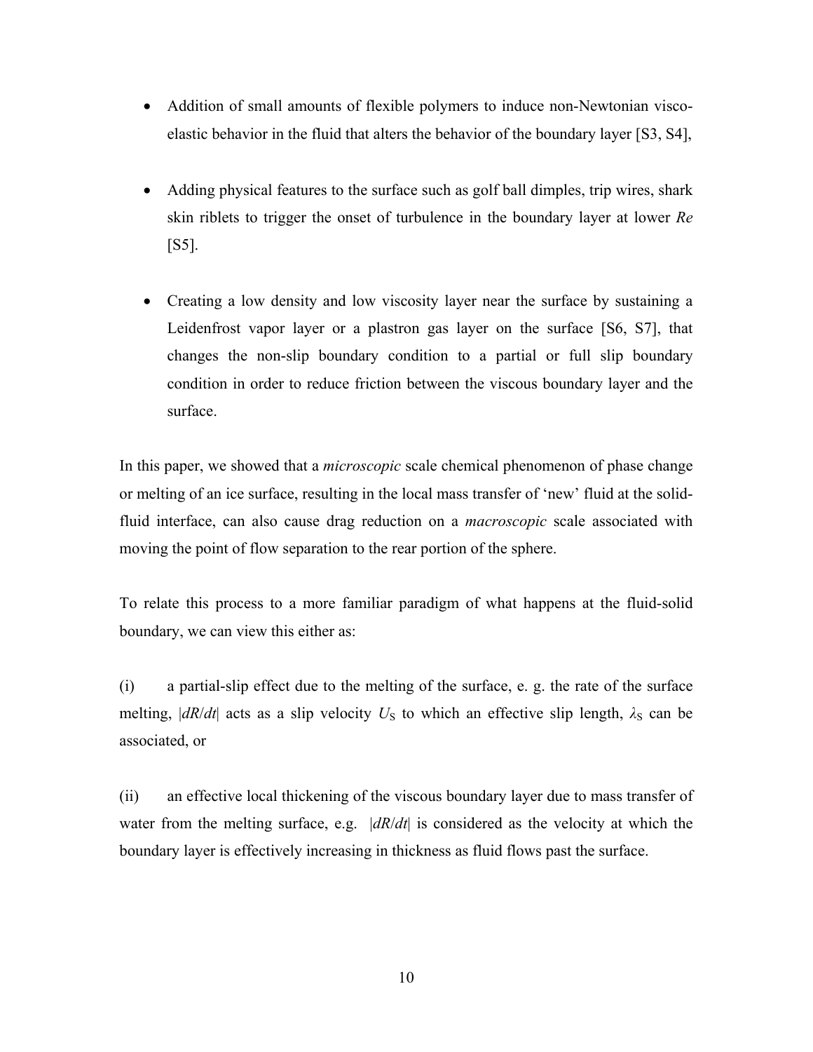- Addition of small amounts of flexible polymers to induce non-Newtonian visco-elastic behavior in the fluid that alters the behavior of the boundary layer [S3, S4],

- Adding physical features to the surface such as golf ball dimples, trip wires, shark skin riblets to trigger the onset of turbulence in the boundary layer at lower *Re* [S5].

- Creating a low density and low viscosity layer near the surface by sustaining a Leidenfrost vapor layer or a plastron gas layer on the surface [S6, S7], that changes the non-slip boundary condition to a partial or full slip boundary condition in order to reduce friction between the viscous boundary layer and the surface.

In this paper, we showed that a *microscopic* scale chemical phenomenon of phase change or melting of an ice surface, resulting in the local mass transfer of 'new' fluid at the solid-fluid interface, can also cause drag reduction on a *macroscopic* scale associated with moving the point of flow separation to the rear portion of the sphere.

To relate this process to a more familiar paradigm of what happens at the fluid-solid boundary, we can view this either as:

(i) a partial-slip effect due to the melting of the surface, e. g. the rate of the surface melting, $|dR/dt|$ acts as a slip velocity $U_S$ to which an effective slip length, $\lambda_S$ can be associated, or

(ii) an effective local thickening of the viscous boundary layer due to mass transfer of water from the melting surface, e.g. $|dR/dt|$ is considered as the velocity at which the boundary layer is effectively increasing in thickness as fluid flows past the surface.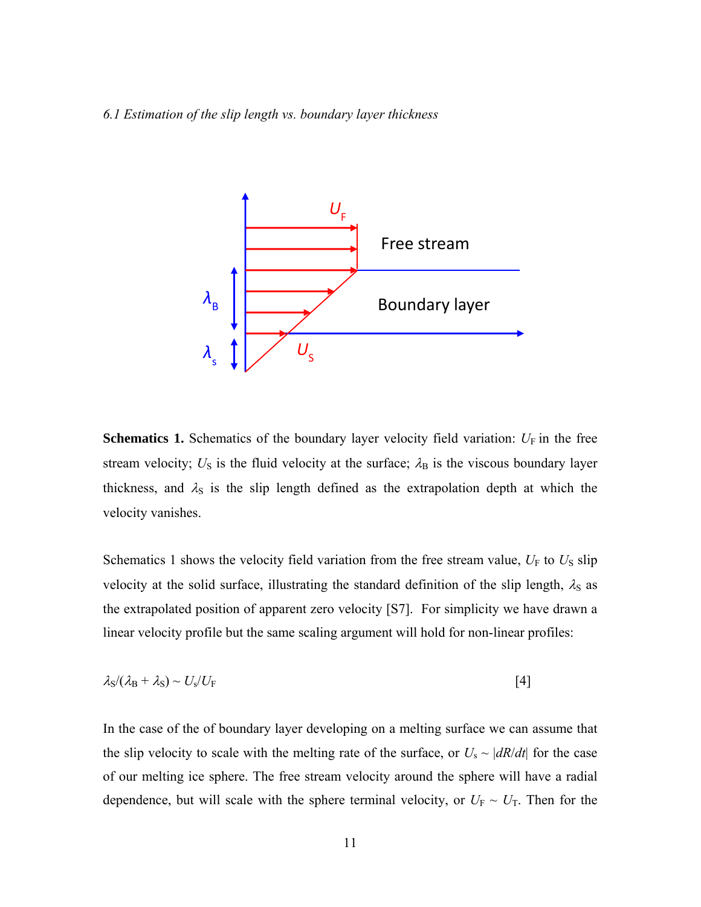*6.1 Estimation of the slip length vs. boundary layer thickness*

**Schematics 1.** Schematics of the boundary layer velocity field variation: $U_F$ in the free stream velocity; $U_S$ is the fluid velocity at the surface; $\lambda_B$ is the viscous boundary layer thickness, and $\lambda_S$ is the slip length defined as the extrapolation depth at which the velocity vanishes.

Schematics 1 shows the velocity field variation from the free stream value, $U_F$ to $U_S$ slip velocity at the solid surface, illustrating the standard definition of the slip length, $\lambda_S$ as the extrapolated position of apparent zero velocity [S7]. For simplicity we have drawn a linear velocity profile but the same scaling argument will hold for non-linear profiles:

$$\lambda_S/(\lambda_B + \lambda_S) \sim U_s/U_F \qquad [4]$$

In the case of the of boundary layer developing on a melting surface we can assume that the slip velocity to scale with the melting rate of the surface, or $U_s \sim |dR/dt|$ for the case of our melting ice sphere. The free stream velocity around the sphere will have a radial dependence, but will scale with the sphere terminal velocity, or $U_F \sim U_T$. Then for the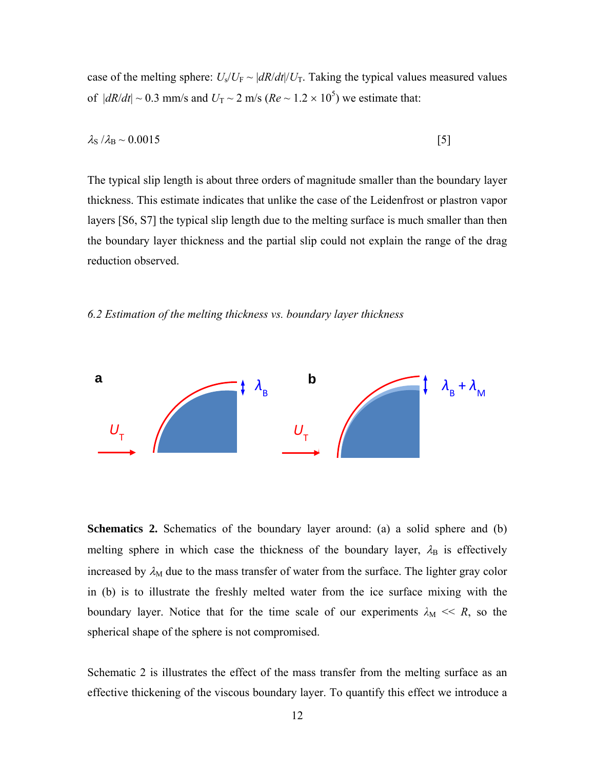case of the melting sphere: $U_s/U_F \sim |dR/dt|/U_T$. Taking the typical values measured values of $|dR/dt| \sim 0.3$ mm/s and $U_T \sim 2$ m/s ($Re \sim 1.2 \times 10^5$) we estimate that:

$$\lambda_S / \lambda_B \sim 0.0015 \qquad [5]$$

The typical slip length is about three orders of magnitude smaller than the boundary layer thickness. This estimate indicates that unlike the case of the Leidenfrost or plastron vapor layers [S6, S7] the typical slip length due to the melting surface is much smaller than then the boundary layer thickness and the partial slip could not explain the range of the drag reduction observed.

*6.2 Estimation of the melting thickness vs. boundary layer thickness*

**Schematics 2.** Schematics of the boundary layer around: (a) a solid sphere and (b) melting sphere in which case the thickness of the boundary layer, $\lambda_B$ is effectively increased by $\lambda_M$ due to the mass transfer of water from the surface. The lighter gray color in (b) is to illustrate the freshly melted water from the ice surface mixing with the boundary layer. Notice that for the time scale of our experiments $\lambda_M \ll R$, so the spherical shape of the sphere is not compromised.

Schematic 2 is illustrates the effect of the mass transfer from the melting surface as an effective thickening of the viscous boundary layer. To quantify this effect we introduce a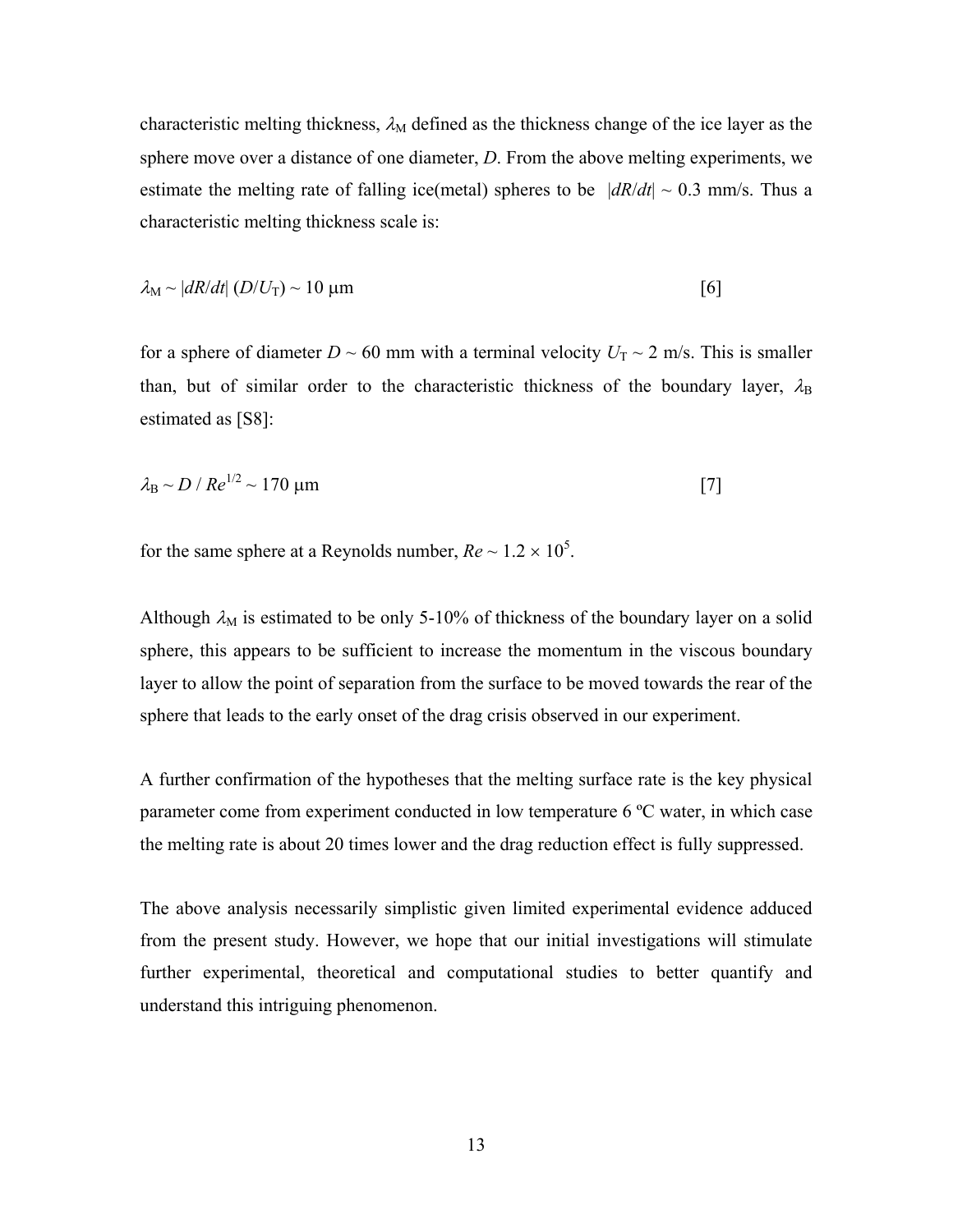characteristic melting thickness, $\lambda_M$ defined as the thickness change of the ice layer as the sphere move over a distance of one diameter, $D$. From the above melting experiments, we estimate the melting rate of falling ice(metal) spheres to be $|dR/dt| \sim 0.3$ mm/s. Thus a characteristic melting thickness scale is:

$$\lambda_M \sim |dR/dt| \, (D/U_T) \sim 10 \ \mu\text{m} \qquad [6]$$

for a sphere of diameter $D \sim 60$ mm with a terminal velocity $U_T \sim 2$ m/s. This is smaller than, but of similar order to the characteristic thickness of the boundary layer, $\lambda_B$ estimated as [S8]:

$$\lambda_B \sim D \,/\, Re^{1/2} \sim 170 \ \mu\text{m} \qquad [7]$$

for the same sphere at a Reynolds number, $Re \sim 1.2 \times 10^5$.

Although $\lambda_M$ is estimated to be only 5-10% of thickness of the boundary layer on a solid sphere, this appears to be sufficient to increase the momentum in the viscous boundary layer to allow the point of separation from the surface to be moved towards the rear of the sphere that leads to the early onset of the drag crisis observed in our experiment.

A further confirmation of the hypotheses that the melting surface rate is the key physical parameter come from experiment conducted in low temperature 6 ºC water, in which case the melting rate is about 20 times lower and the drag reduction effect is fully suppressed.

The above analysis necessarily simplistic given limited experimental evidence adduced from the present study. However, we hope that our initial investigations will stimulate further experimental, theoretical and computational studies to better quantify and understand this intriguing phenomenon.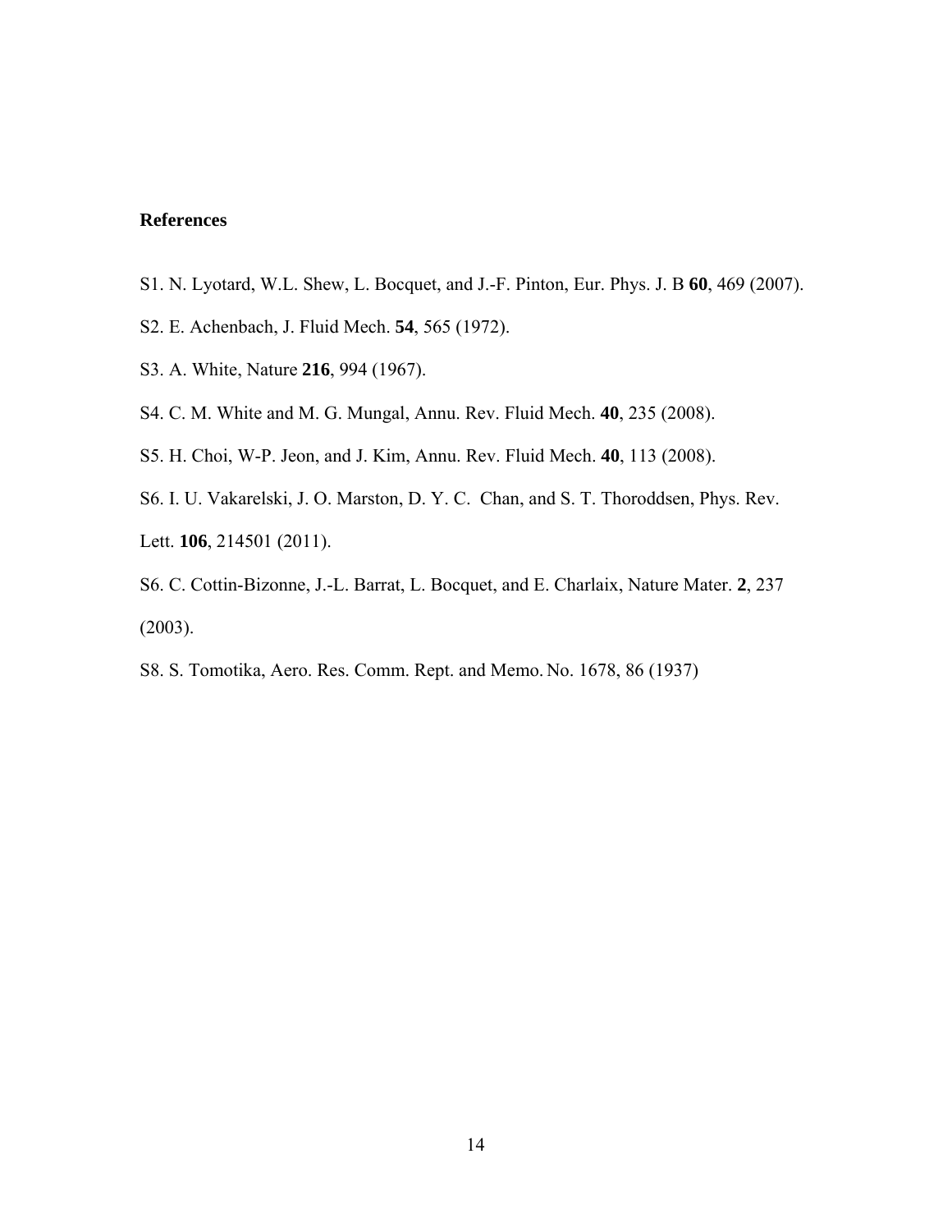**References**

S1. N. Lyotard, W.L. Shew, L. Bocquet, and J.-F. Pinton, Eur. Phys. J. B **60**, 469 (2007).

S2. E. Achenbach, J. Fluid Mech. **54**, 565 (1972).

S3. A. White, Nature **216**, 994 (1967).

S4. C. M. White and M. G. Mungal, Annu. Rev. Fluid Mech. **40**, 235 (2008).

S5. H. Choi, W-P. Jeon, and J. Kim, Annu. Rev. Fluid Mech. **40**, 113 (2008).

S6. I. U. Vakarelski, J. O. Marston, D. Y. C. Chan, and S. T. Thoroddsen, Phys. Rev. Lett. **106**, 214501 (2011).

S6. C. Cottin-Bizonne, J.-L. Barrat, L. Bocquet, and E. Charlaix, Nature Mater. **2**, 237 (2003).

S8. S. Tomotika, Aero. Res. Comm. Rept. and Memo. No. 1678, 86 (1937)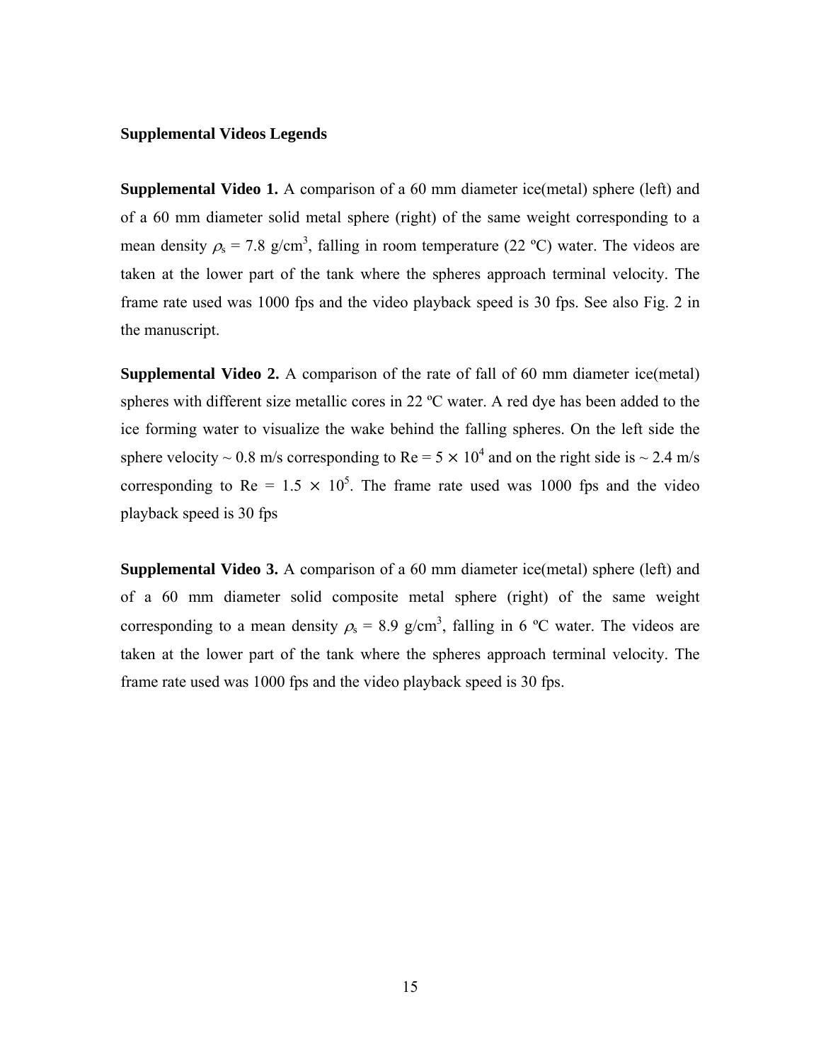**Supplemental Videos Legends**

**Supplemental Video 1.** A comparison of a 60 mm diameter ice(metal) sphere (left) and of a 60 mm diameter solid metal sphere (right) of the same weight corresponding to a mean density $\rho_s$ = 7.8 g/cm$^3$, falling in room temperature (22 ºC) water. The videos are taken at the lower part of the tank where the spheres approach terminal velocity. The frame rate used was 1000 fps and the video playback speed is 30 fps. See also Fig. 2 in the manuscript.

**Supplemental Video 2.** A comparison of the rate of fall of 60 mm diameter ice(metal) spheres with different size metallic cores in 22 ºC water. A red dye has been added to the ice forming water to visualize the wake behind the falling spheres. On the left side the sphere velocity ~ 0.8 m/s corresponding to Re = $5 \times 10^4$ and on the right side is ~ 2.4 m/s corresponding to Re = $1.5 \times 10^5$. The frame rate used was 1000 fps and the video playback speed is 30 fps

**Supplemental Video 3.** A comparison of a 60 mm diameter ice(metal) sphere (left) and of a 60 mm diameter solid composite metal sphere (right) of the same weight corresponding to a mean density $\rho_s$ = 8.9 g/cm$^3$, falling in 6 ºC water. The videos are taken at the lower part of the tank where the spheres approach terminal velocity. The frame rate used was 1000 fps and the video playback speed is 30 fps.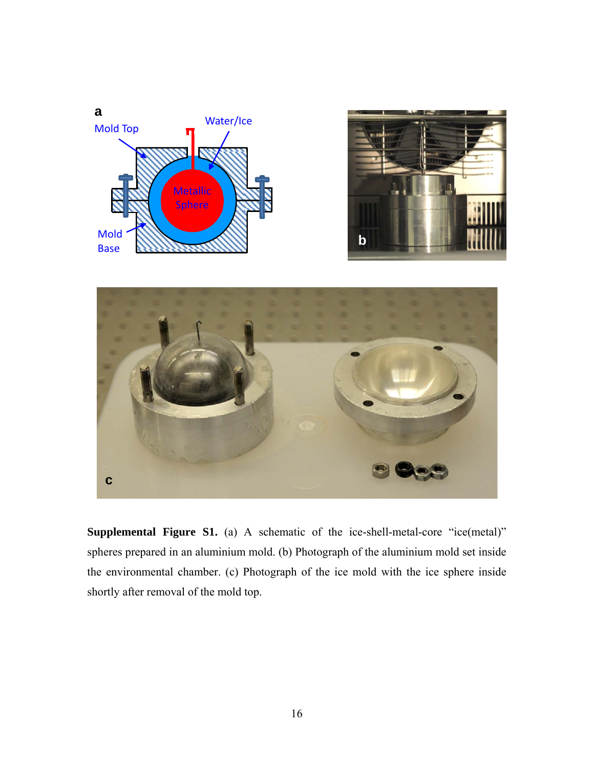**Supplemental Figure S1.** (a) A schematic of the ice-shell-metal-core "ice(metal)" spheres prepared in an aluminium mold. (b) Photograph of the aluminium mold set inside the environmental chamber. (c) Photograph of the ice mold with the ice sphere inside shortly after removal of the mold top.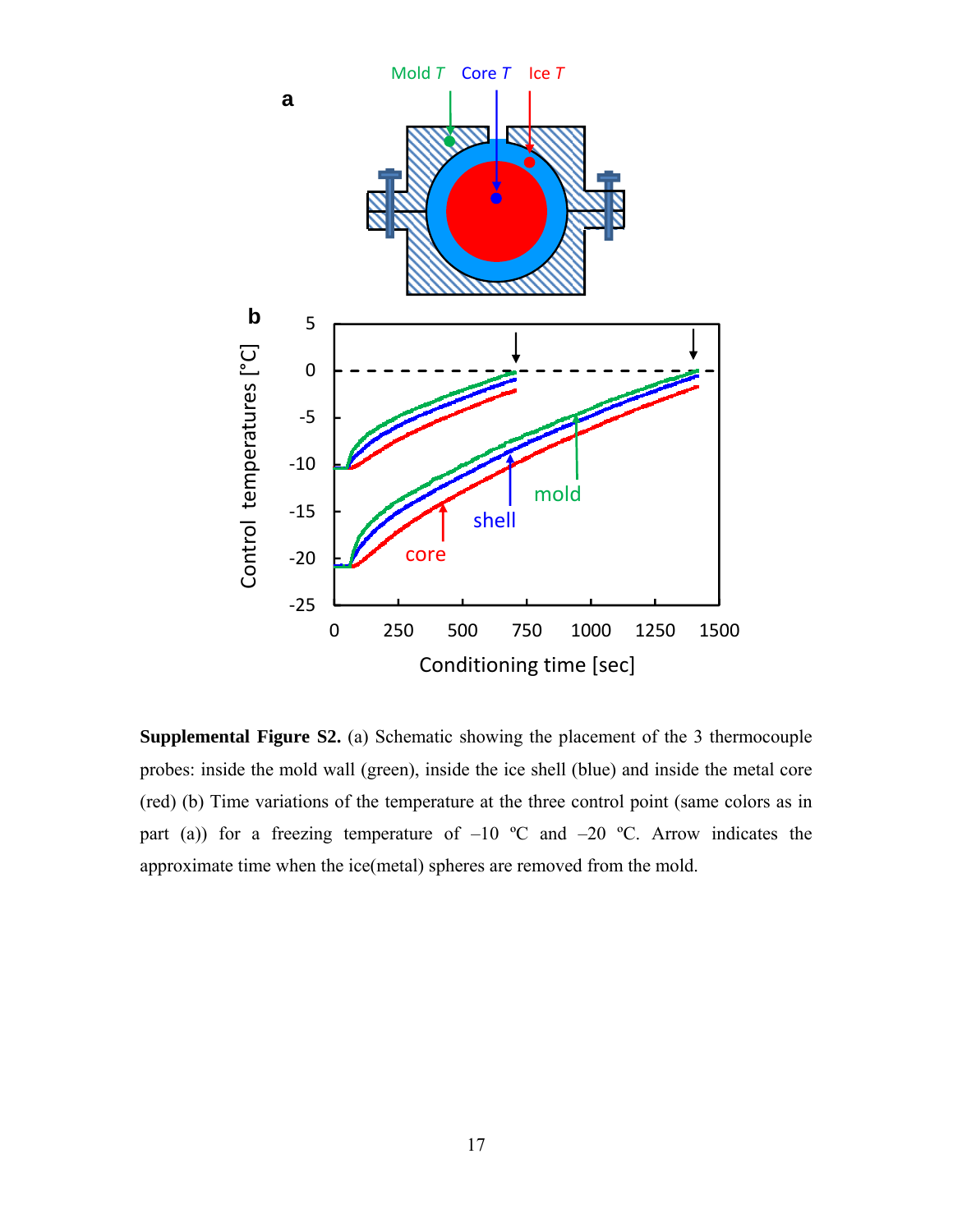**Supplemental Figure S2.** (a) Schematic showing the placement of the 3 thermocouple probes: inside the mold wall (green), inside the ice shell (blue) and inside the metal core (red) (b) Time variations of the temperature at the three control point (same colors as in part (a)) for a freezing temperature of –10 ºC and –20 ºC. Arrow indicates the approximate time when the ice(metal) spheres are removed from the mold.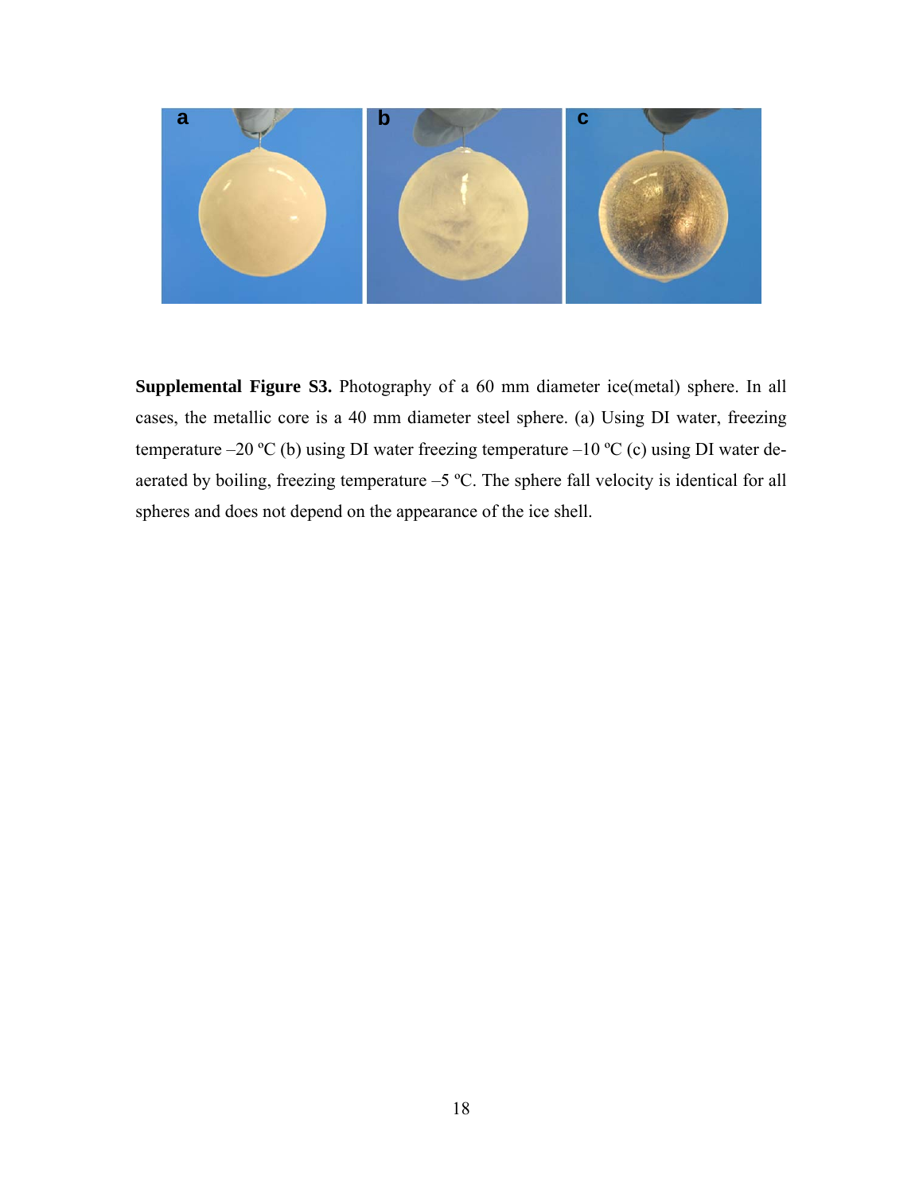**Supplemental Figure S3.** Photography of a 60 mm diameter ice(metal) sphere. In all cases, the metallic core is a 40 mm diameter steel sphere. (a) Using DI water, freezing temperature –20 ºC (b) using DI water freezing temperature –10 ºC (c) using DI water de-aerated by boiling, freezing temperature –5 ºC. The sphere fall velocity is identical for all spheres and does not depend on the appearance of the ice shell.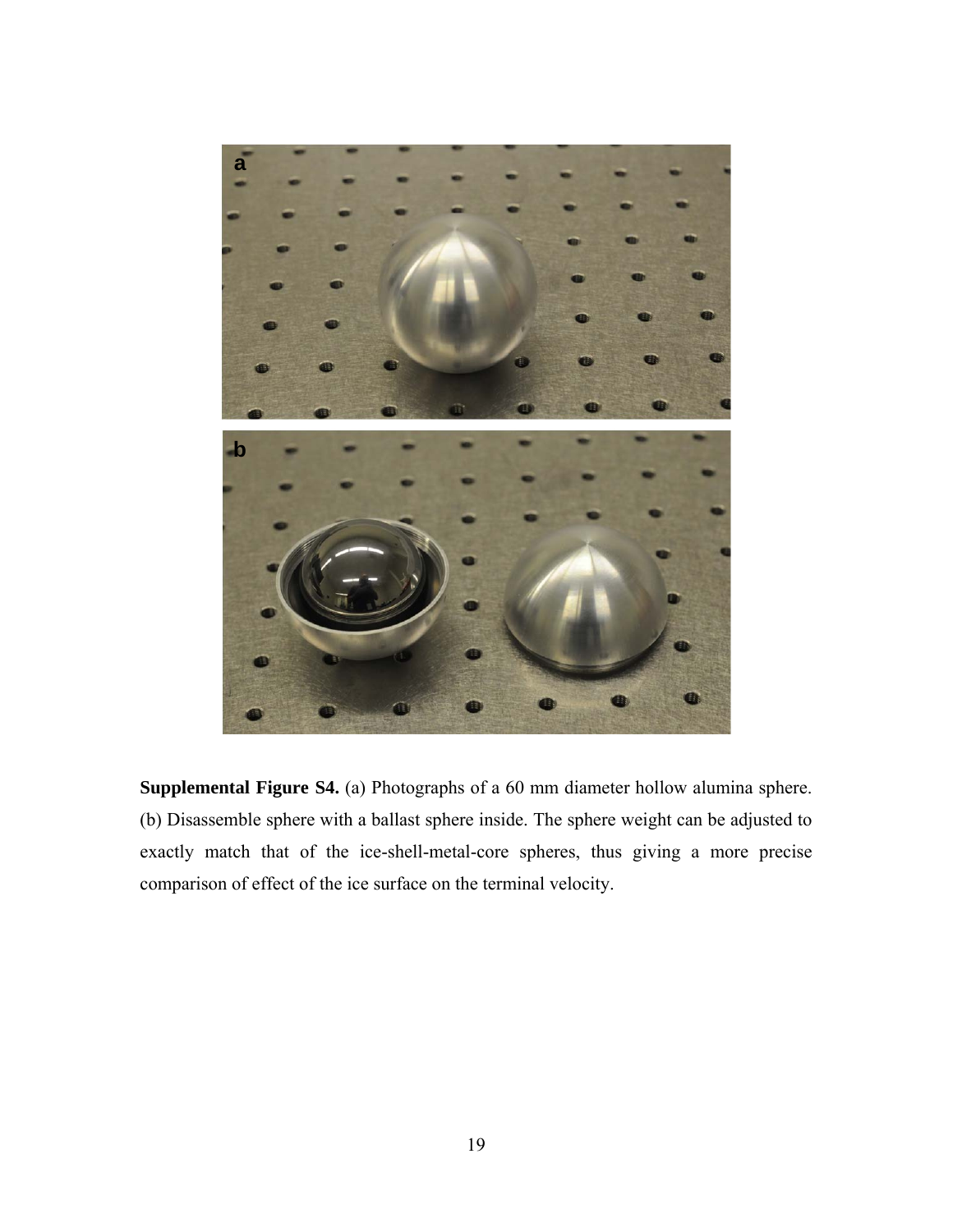**Supplemental Figure S4.** (a) Photographs of a 60 mm diameter hollow alumina sphere. (b) Disassemble sphere with a ballast sphere inside. The sphere weight can be adjusted to exactly match that of the ice-shell-metal-core spheres, thus giving a more precise comparison of effect of the ice surface on the terminal velocity.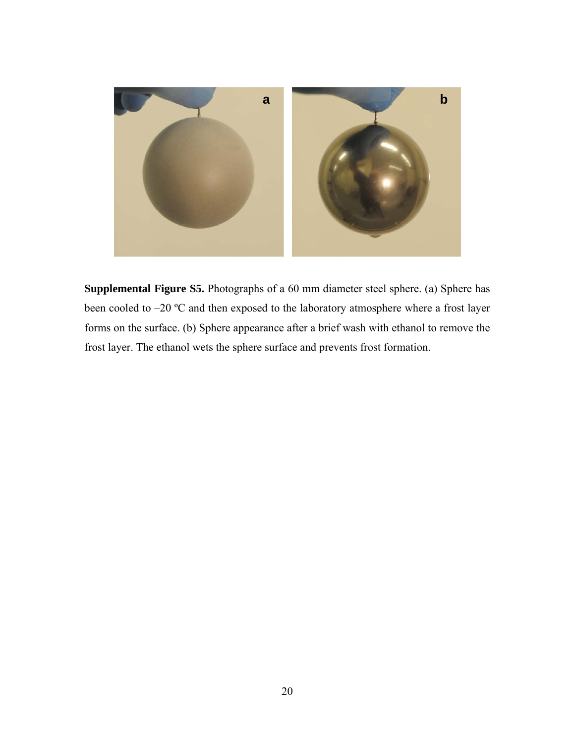**Supplemental Figure S5.** Photographs of a 60 mm diameter steel sphere. (a) Sphere has been cooled to –20 ºC and then exposed to the laboratory atmosphere where a frost layer forms on the surface. (b) Sphere appearance after a brief wash with ethanol to remove the frost layer. The ethanol wets the sphere surface and prevents frost formation.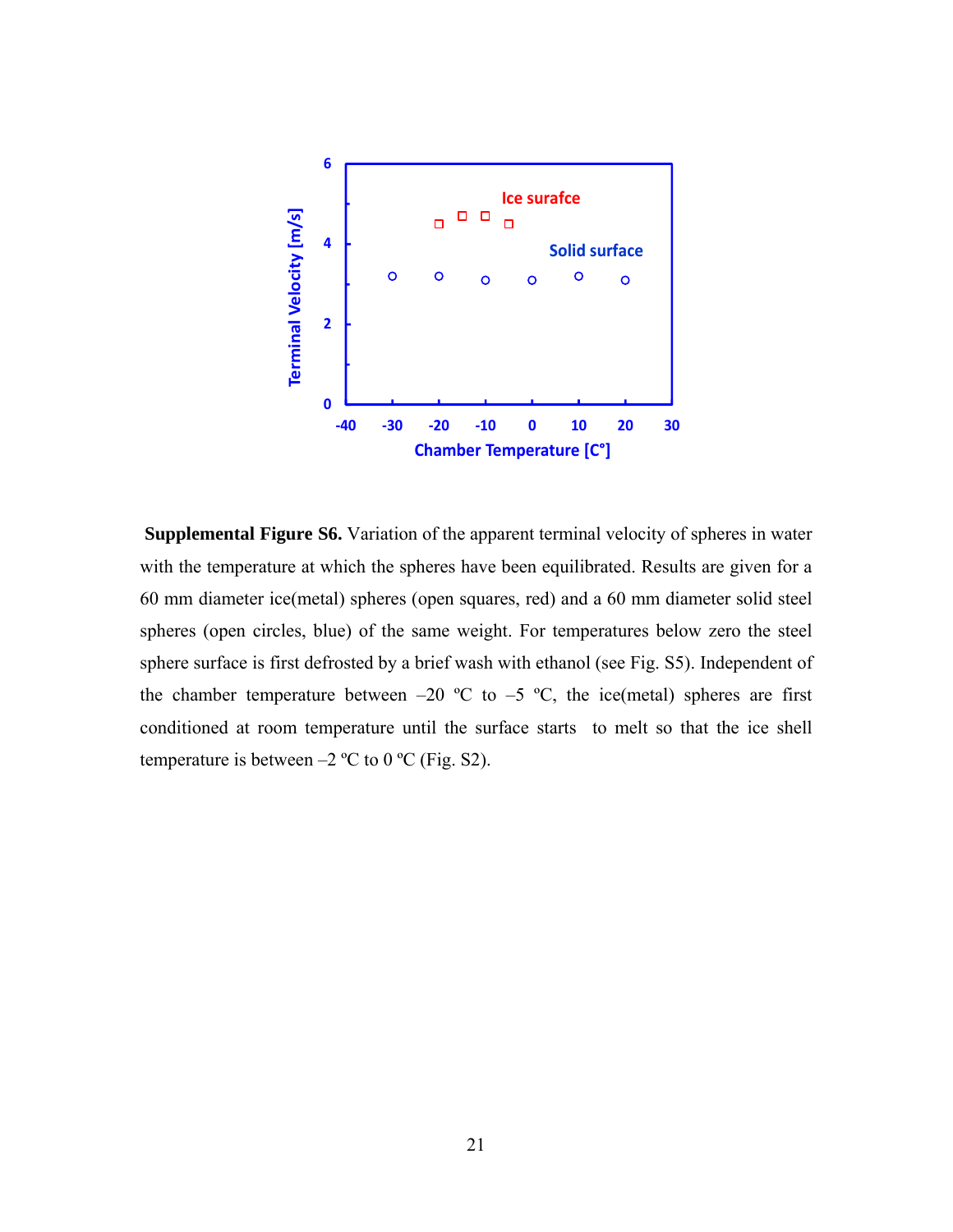**Supplemental Figure S6.** Variation of the apparent terminal velocity of spheres in water with the temperature at which the spheres have been equilibrated. Results are given for a 60 mm diameter ice(metal) spheres (open squares, red) and a 60 mm diameter solid steel spheres (open circles, blue) of the same weight. For temperatures below zero the steel sphere surface is first defrosted by a brief wash with ethanol (see Fig. S5). Independent of the chamber temperature between –20 ºC to –5 ºC, the ice(metal) spheres are first conditioned at room temperature until the surface starts to melt so that the ice shell temperature is between –2 ºC to 0 ºC (Fig. S2).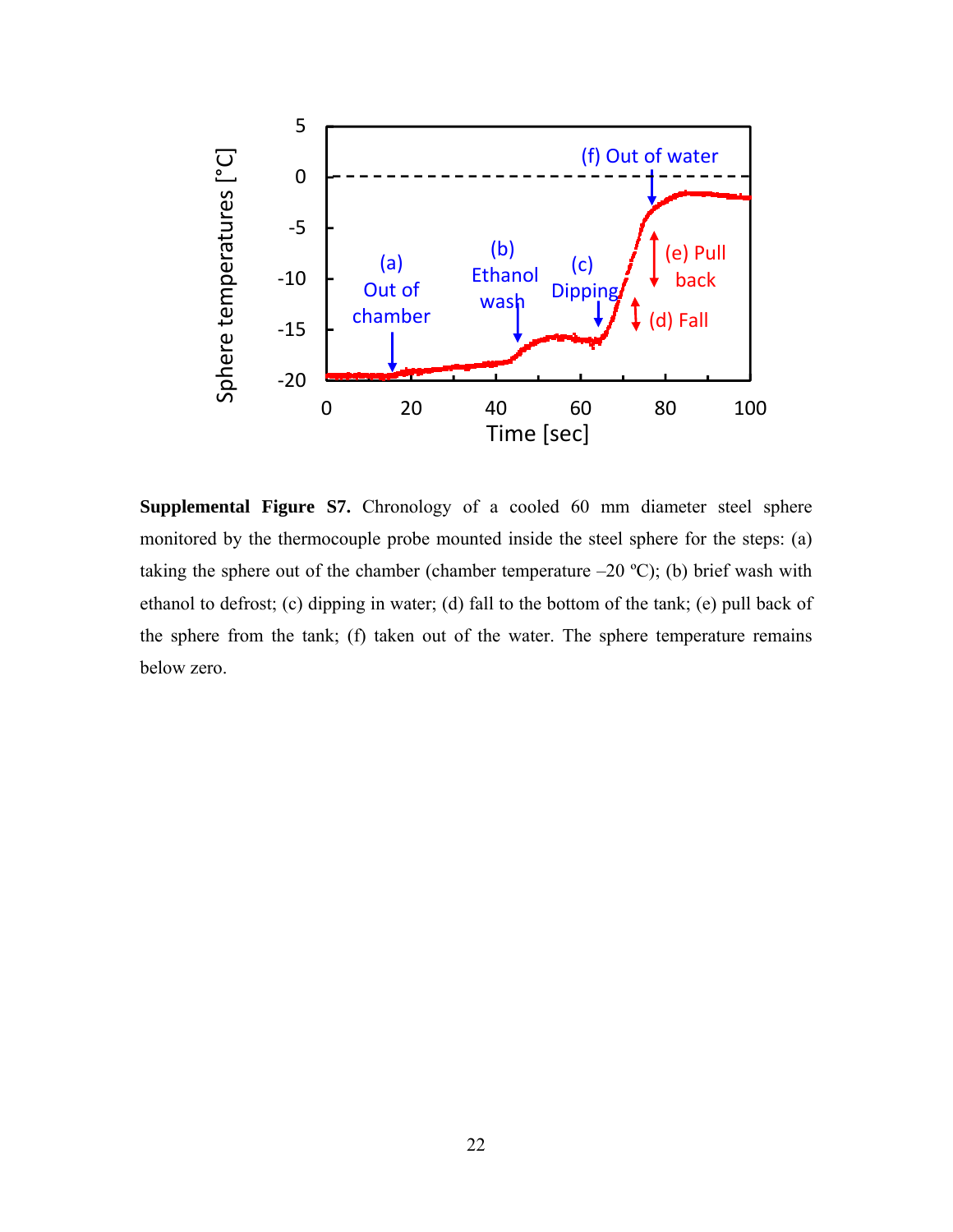**Supplemental Figure S7.** Chronology of a cooled 60 mm diameter steel sphere monitored by the thermocouple probe mounted inside the steel sphere for the steps: (a) taking the sphere out of the chamber (chamber temperature –20 ºC); (b) brief wash with ethanol to defrost; (c) dipping in water; (d) fall to the bottom of the tank; (e) pull back of the sphere from the tank; (f) taken out of the water. The sphere temperature remains below zero.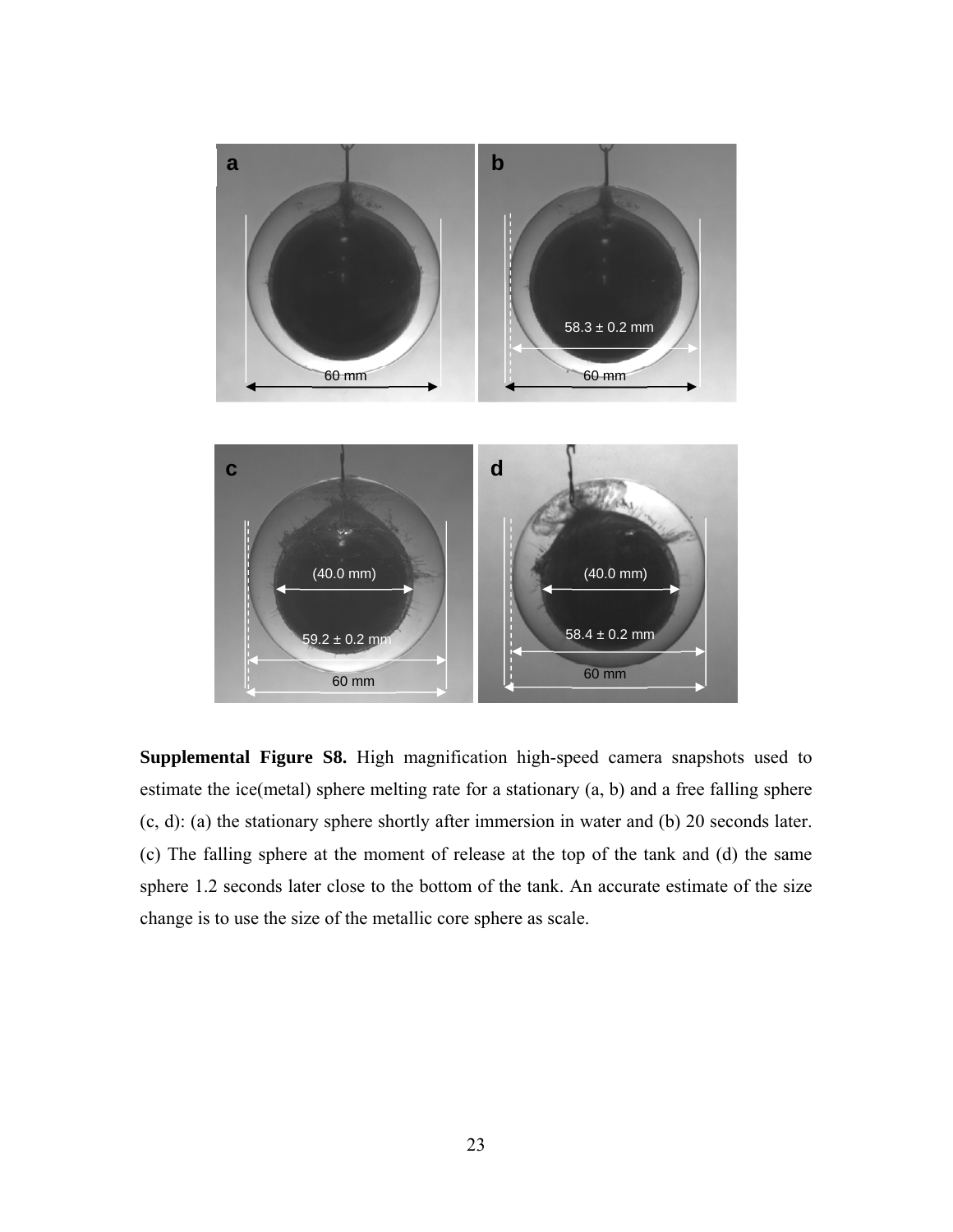a

60 mm

b

58.3 ± 0.2 mm

60 mm

c

(40.0 mm)

59.2 ± 0.2 mm

60 mm

d

(40.0 mm)

58.4 ± 0.2 mm

60 mm

**Supplemental Figure S8.** High magnification high-speed camera snapshots used to estimate the ice(metal) sphere melting rate for a stationary (a, b) and a free falling sphere (c, d): (a) the stationary sphere shortly after immersion in water and (b) 20 seconds later. (c) The falling sphere at the moment of release at the top of the tank and (d) the same sphere 1.2 seconds later close to the bottom of the tank. An accurate estimate of the size change is to use the size of the metallic core sphere as scale.